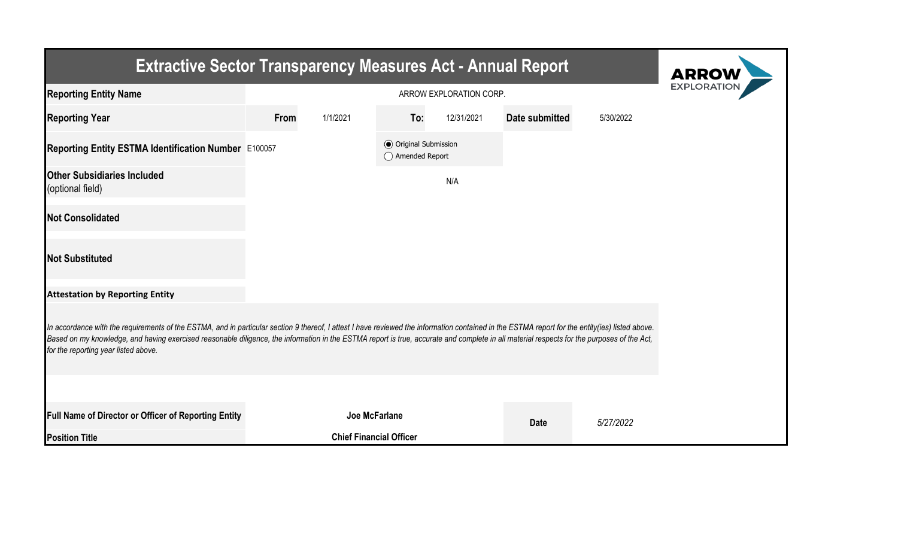# Extractive Sector Transparency Measures Act - Annual Report

| | | | | | | |
|---|---|---|---|---|---|---|
| **Reporting Entity Name** | ARROW EXPLORATION CORP. | | | | | |
| **Reporting Year** | **From** | 1/1/2021 | **To:** | 12/31/2021 | **Date submitted** | 5/30/2022 |
| **Reporting Entity ESTMA Identification Number** | E100057 | | ◉ Original Submission ◯ Amended Report | | | |
| **Other Subsidiaries Included** (optional field) | N/A | | | | | |
| **Not Consolidated** | | | | | | |
| **Not Substituted** | | | | | | |

**Attestation by Reporting Entity**

*In accordance with the requirements of the ESTMA, and in particular section 9 thereof, I attest I have reviewed the information contained in the ESTMA report for the entity(ies) listed above. Based on my knowledge, and having exercised reasonable diligence, the information in the ESTMA report is true, accurate and complete in all material respects for the purposes of the Act, for the reporting year listed above.*

| | | | |
|---|---|---|---|
| **Full Name of Director or Officer of Reporting Entity** | **Joe McFarlane** | **Date** | *5/27/2022* |
| **Position Title** | **Chief Financial Officer** | | |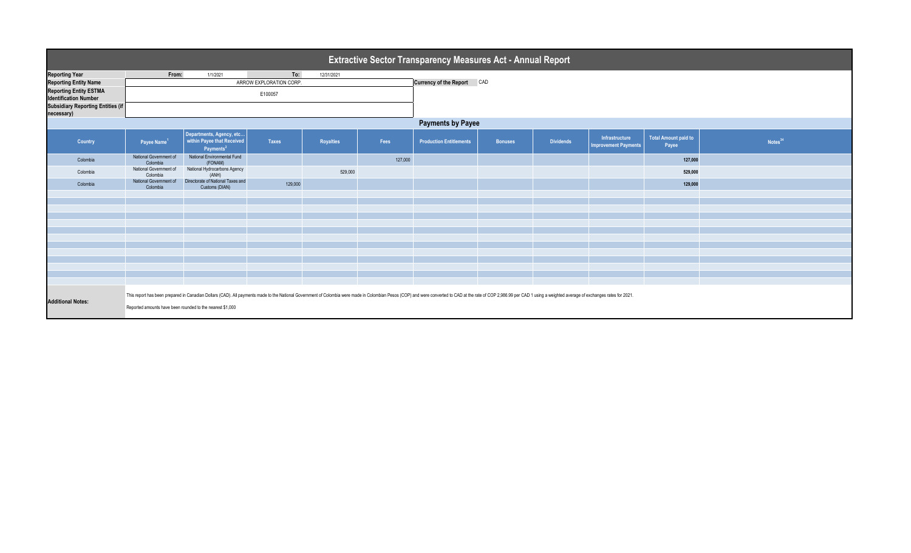# Extractive Sector Transparency Measures Act - Annual Report

| | | | | |
|---|---|---|---|---|
| **Reporting Year** | From: | 1/1/2021 | To: | 12/31/2021 |
| **Reporting Entity Name** | ARROW EXPLORATION CORP. | | **Currency of the Report** | CAD |
| **Reporting Entity ESTMA Identification Number** | E100057 | | | |
| **Subsidiary Reporting Entities (if necessary)** | | | | |

## Payments by Payee

| Country | Payee Name[1] | Departments, Agency, etc… within Payee that Received Payments[2] | Taxes | Royalties | Fees | Production Entitlements | Bonuses | Dividends | Infrastructure Improvement Payments | Total Amount paid to Payee | Notes[34] |
|---|---|---|---|---|---|---|---|---|---|---|---|
| Colombia | National Government of Colombia | National Environmental Fund (FONAM) | | | 127,000 | | | | | **127,000** | |
| Colombia | National Government of Colombia | National Hydrocarbons Agency (ANH) | | 529,000 | | | | | | **529,000** | |
| Colombia | National Government of Colombia | Directorate of National Taxes and Customs (DIAN) | 129,000 | | | | | | | **129,000** | |

**Additional Notes:**

This report has been prepared in Canadian Dollars (CAD). All payments made to the National Government of Colombia were made in Colombian Pesos (COP) and were converted to CAD at the rate of COP 2,986.99 per CAD 1 using a weighted average of exchanges rates for 2021.

Reported amounts have been rounded to the nearest $1,000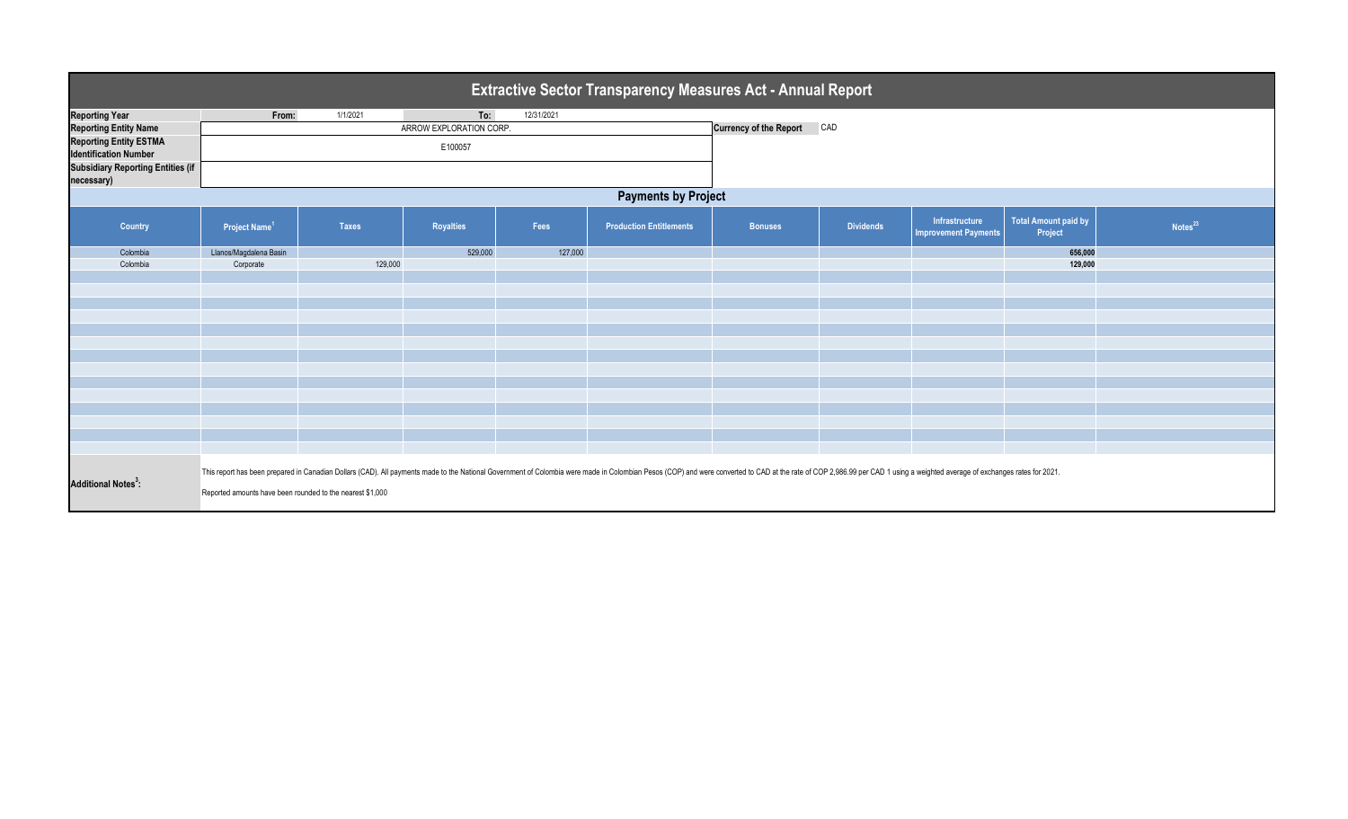# Extractive Sector Transparency Measures Act - Annual Report

| | | | | |
|---|---|---|---|---|
| **Reporting Year** | From: 1/1/2021 | To: 12/31/2021 | | |
| **Reporting Entity Name** | ARROW EXPLORATION CORP. | | **Currency of the Report** | CAD |
| **Reporting Entity ESTMA Identification Number** | E100057 | | | |
| **Subsidiary Reporting Entities (if necessary)** | | | | |

## Payments by Project

| Country | Project Name[1] | Taxes | Royalties | Fees | Production Entitlements | Bonuses | Dividends | Infrastructure Improvement Payments | Total Amount paid by Project | Notes[23] |
|---|---|---|---|---|---|---|---|---|---|---|
| Colombia | Llanos/Magdalena Basin | | 529,000 | 127,000 | | | | | **656,000** | |
| Colombia | Corporate | 129,000 | | | | | | | **129,000** | |

**Additional Notes[3]:**

This report has been prepared in Canadian Dollars (CAD). All payments made to the National Government of Colombia were made in Colombian Pesos (COP) and were converted to CAD at the rate of COP 2,986.99 per CAD 1 using a weighted average of exchanges rates for 2021.

Reported amounts have been rounded to the nearest $1,000